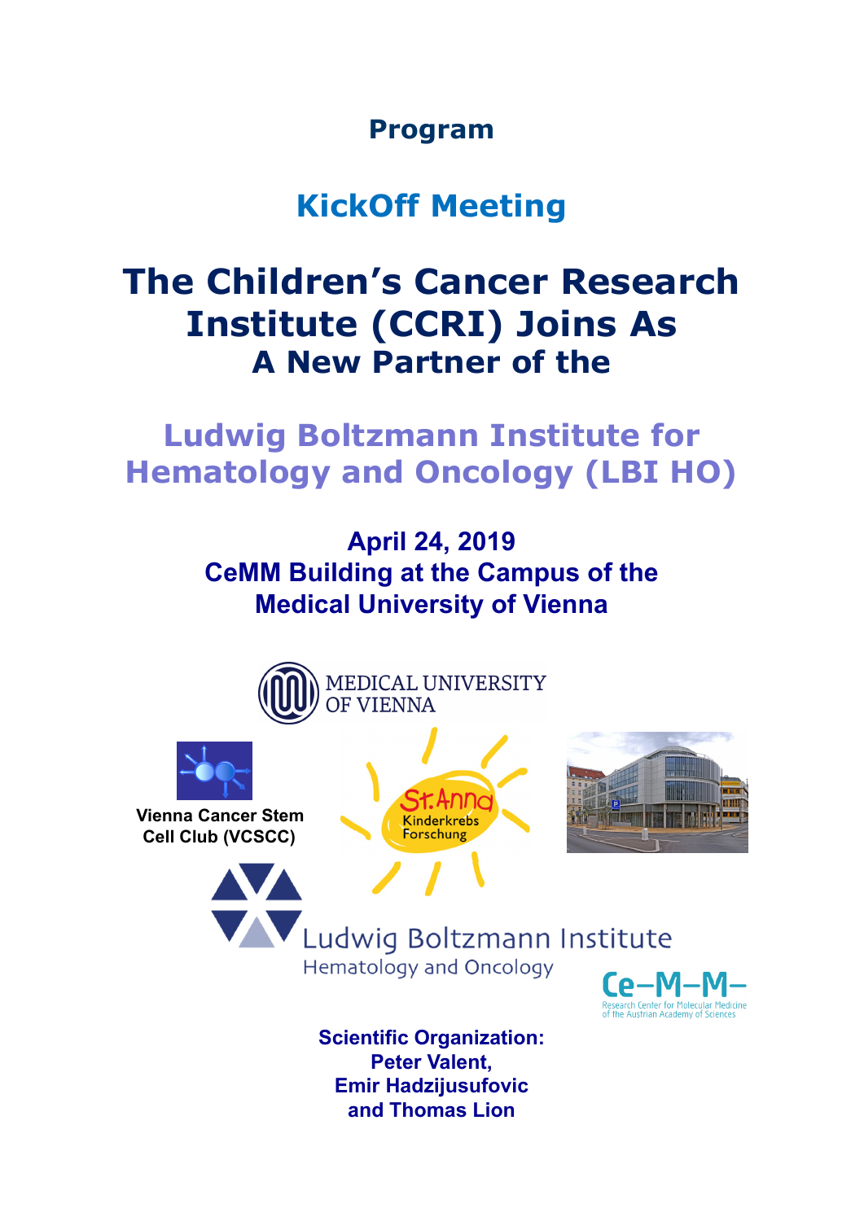**Program**

## KickOff Meeting

# The Children's Cancer Research Institute (CCRI) Joins As
### A New Partner of the

## Ludwig Boltzmann Institute for Hematology and Oncology (LBI HO)

**April 24, 2019**
**CeMM Building at the Campus of the Medical University of Vienna**

MEDICAL UNIVERSITY OF VIENNA

Vienna Cancer Stem Cell Club (VCSCC)

St. Anna Kinderkrebs Forschung

Ludwig Boltzmann Institute
Hematology and Oncology

Ce-M-M-
Research Center for Molecular Medicine of the Austrian Academy of Sciences

**Scientific Organization:**
**Peter Valent,**
**Emir Hadzijusufovic**
**and Thomas Lion**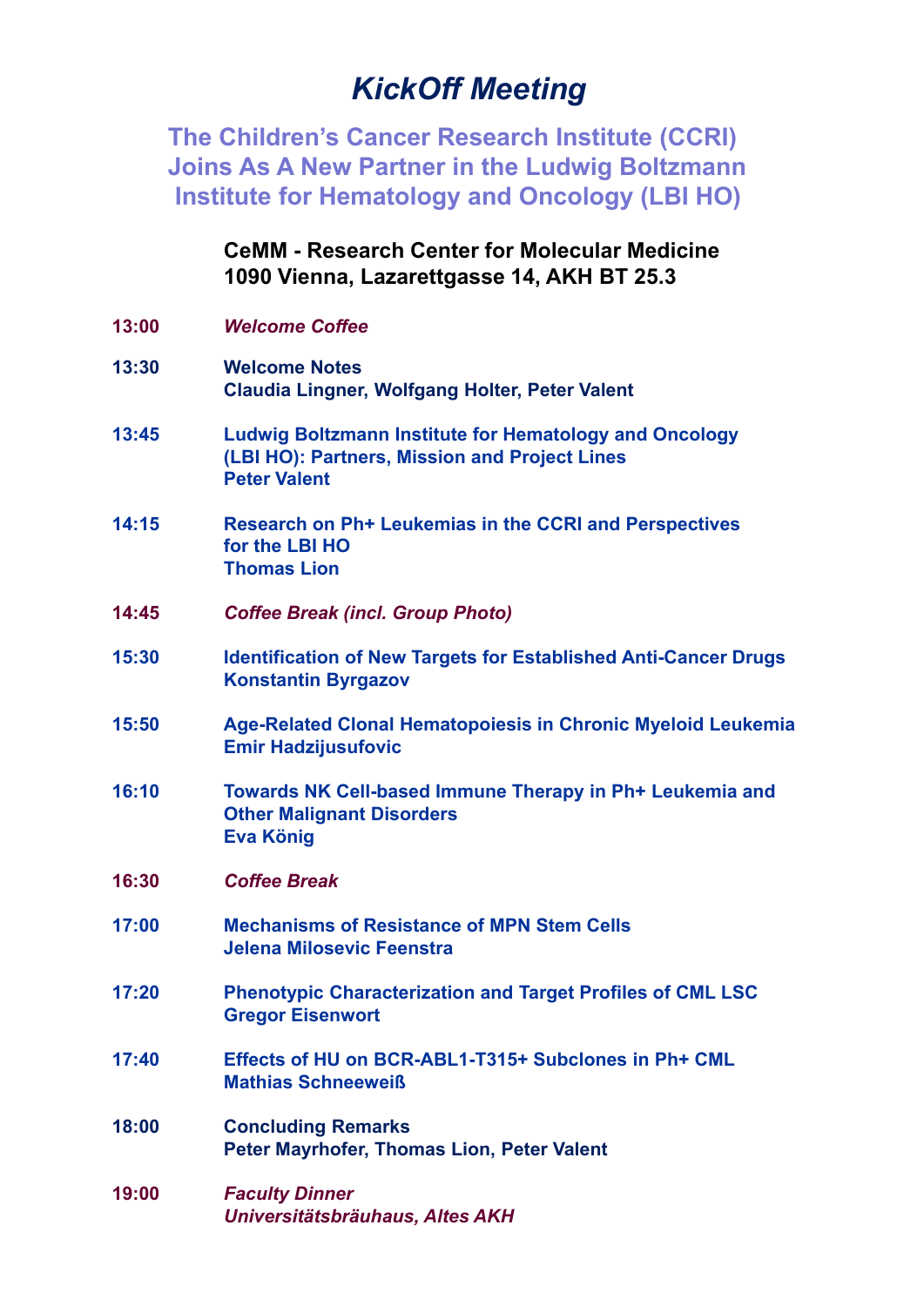# *KickOff Meeting*

## The Children's Cancer Research Institute (CCRI) Joins As A New Partner in the Ludwig Boltzmann Institute for Hematology and Oncology (LBI HO)

**CeMM - Research Center for Molecular Medicine**
**1090 Vienna, Lazarettgasse 14, AKH BT 25.3**

**13:00** *Welcome Coffee*

**13:30** **Welcome Notes**
**Claudia Lingner, Wolfgang Holter, Peter Valent**

**13:45** **Ludwig Boltzmann Institute for Hematology and Oncology (LBI HO): Partners, Mission and Project Lines**
**Peter Valent**

**14:15** **Research on Ph+ Leukemias in the CCRI and Perspectives for the LBI HO**
**Thomas Lion**

**14:45** *Coffee Break (incl. Group Photo)*

**15:30** **Identification of New Targets for Established Anti-Cancer Drugs**
**Konstantin Byrgazov**

**15:50** **Age-Related Clonal Hematopoiesis in Chronic Myeloid Leukemia**
**Emir Hadzijusufovic**

**16:10** **Towards NK Cell-based Immune Therapy in Ph+ Leukemia and Other Malignant Disorders**
**Eva König**

**16:30** *Coffee Break*

**17:00** **Mechanisms of Resistance of MPN Stem Cells**
**Jelena Milosevic Feenstra**

**17:20** **Phenotypic Characterization and Target Profiles of CML LSC**
**Gregor Eisenwort**

**17:40** **Effects of HU on BCR-ABL1-T315+ Subclones in Ph+ CML**
**Mathias Schneeweiß**

**18:00** **Concluding Remarks**
**Peter Mayrhofer, Thomas Lion, Peter Valent**

**19:00** *Faculty Dinner*
*Universitätsbräuhaus, Altes AKH*